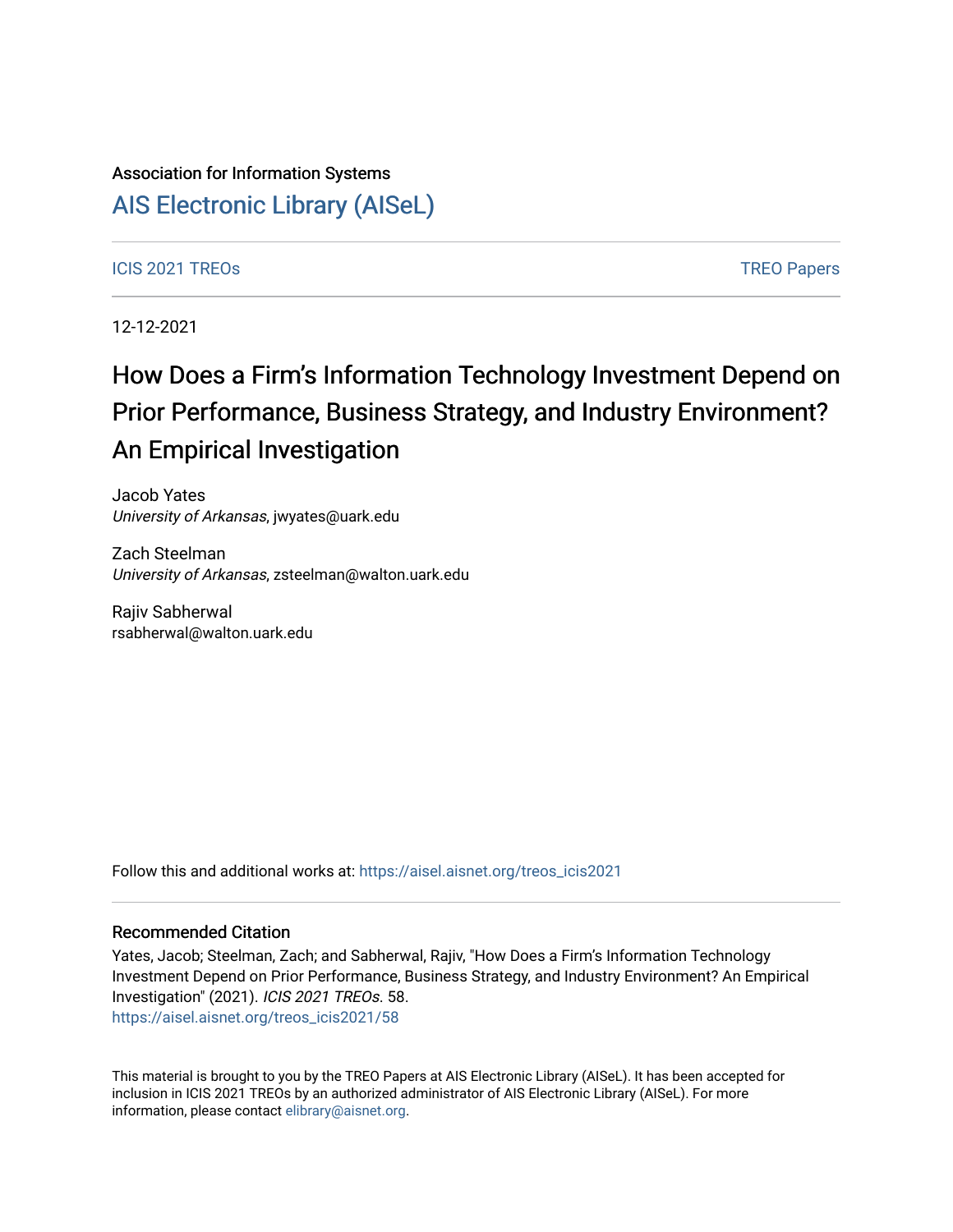Association for Information Systems

# AIS Electronic Library (AISeL)

ICIS 2021 TREOs | TREO Papers

12-12-2021

# How Does a Firm's Information Technology Investment Depend on Prior Performance, Business Strategy, and Industry Environment? An Empirical Investigation

Jacob Yates
*University of Arkansas*, jwyates@uark.edu

Zach Steelman
*University of Arkansas*, zsteelman@walton.uark.edu

Rajiv Sabherwal
rsabherwal@walton.uark.edu

Follow this and additional works at: https://aisel.aisnet.org/treos_icis2021

## Recommended Citation

Yates, Jacob; Steelman, Zach; and Sabherwal, Rajiv, "How Does a Firm's Information Technology Investment Depend on Prior Performance, Business Strategy, and Industry Environment? An Empirical Investigation" (2021). *ICIS 2021 TREOs.* 58.
https://aisel.aisnet.org/treos_icis2021/58

This material is brought to you by the TREO Papers at AIS Electronic Library (AISeL). It has been accepted for inclusion in ICIS 2021 TREOs by an authorized administrator of AIS Electronic Library (AISeL). For more information, please contact elibrary@aisnet.org.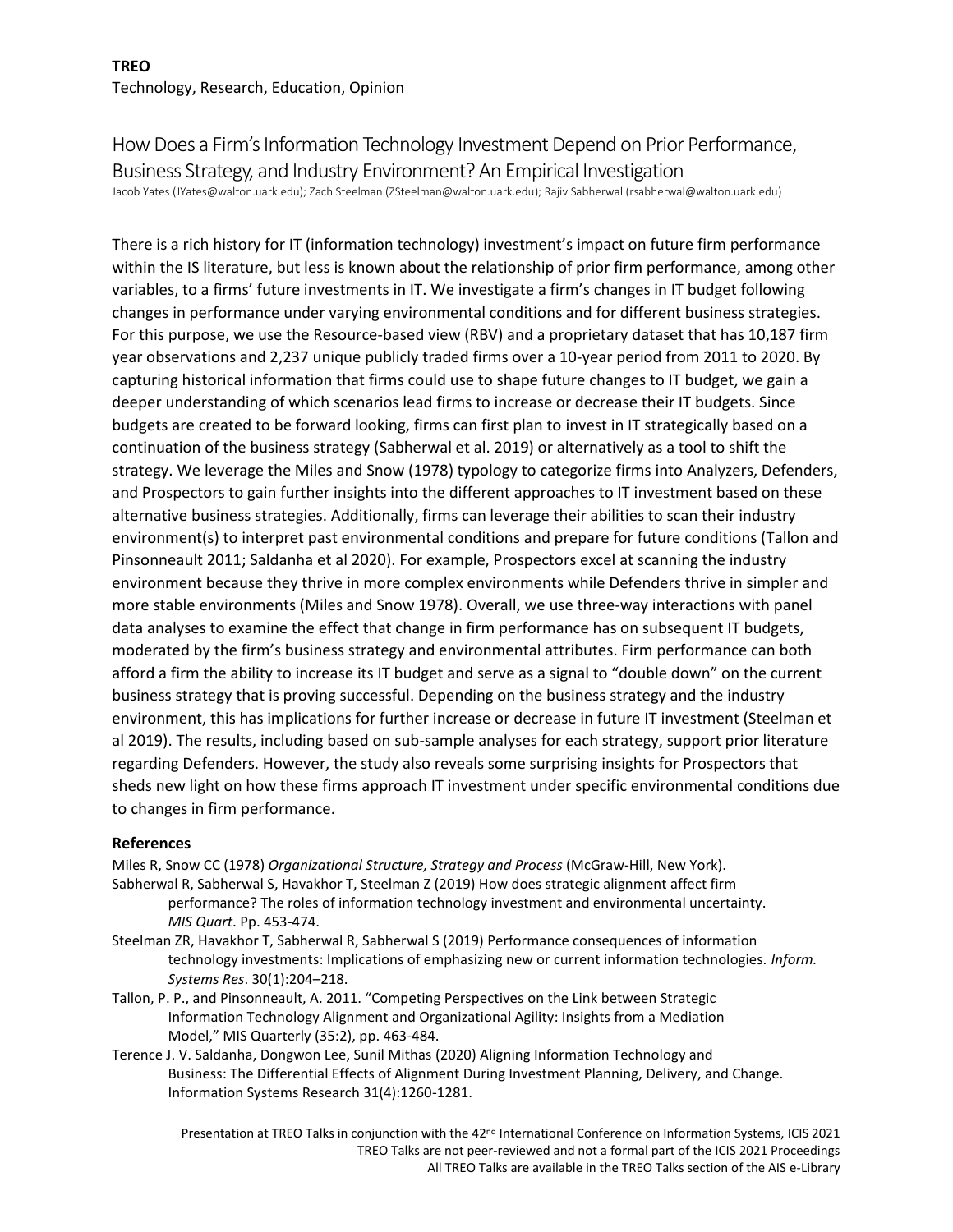**TREO**

Technology, Research, Education, Opinion

# How Does a Firm's Information Technology Investment Depend on Prior Performance, Business Strategy, and Industry Environment? An Empirical Investigation

Jacob Yates (JYates@walton.uark.edu); Zach Steelman (ZSteelman@walton.uark.edu); Rajiv Sabherwal (rsabherwal@walton.uark.edu)

There is a rich history for IT (information technology) investment's impact on future firm performance within the IS literature, but less is known about the relationship of prior firm performance, among other variables, to a firms' future investments in IT. We investigate a firm's changes in IT budget following changes in performance under varying environmental conditions and for different business strategies. For this purpose, we use the Resource-based view (RBV) and a proprietary dataset that has 10,187 firm year observations and 2,237 unique publicly traded firms over a 10-year period from 2011 to 2020. By capturing historical information that firms could use to shape future changes to IT budget, we gain a deeper understanding of which scenarios lead firms to increase or decrease their IT budgets. Since budgets are created to be forward looking, firms can first plan to invest in IT strategically based on a continuation of the business strategy (Sabherwal et al. 2019) or alternatively as a tool to shift the strategy. We leverage the Miles and Snow (1978) typology to categorize firms into Analyzers, Defenders, and Prospectors to gain further insights into the different approaches to IT investment based on these alternative business strategies. Additionally, firms can leverage their abilities to scan their industry environment(s) to interpret past environmental conditions and prepare for future conditions (Tallon and Pinsonneault 2011; Saldanha et al 2020). For example, Prospectors excel at scanning the industry environment because they thrive in more complex environments while Defenders thrive in simpler and more stable environments (Miles and Snow 1978). Overall, we use three-way interactions with panel data analyses to examine the effect that change in firm performance has on subsequent IT budgets, moderated by the firm's business strategy and environmental attributes. Firm performance can both afford a firm the ability to increase its IT budget and serve as a signal to "double down" on the current business strategy that is proving successful. Depending on the business strategy and the industry environment, this has implications for further increase or decrease in future IT investment (Steelman et al 2019). The results, including based on sub-sample analyses for each strategy, support prior literature regarding Defenders. However, the study also reveals some surprising insights for Prospectors that sheds new light on how these firms approach IT investment under specific environmental conditions due to changes in firm performance.

### References

Miles R, Snow CC (1978) *Organizational Structure, Strategy and Process* (McGraw-Hill, New York).

Sabherwal R, Sabherwal S, Havakhor T, Steelman Z (2019) How does strategic alignment affect firm performance? The roles of information technology investment and environmental uncertainty. *MIS Quart*. Pp. 453-474.

Steelman ZR, Havakhor T, Sabherwal R, Sabherwal S (2019) Performance consequences of information technology investments: Implications of emphasizing new or current information technologies. *Inform. Systems Res*. 30(1):204–218.

Tallon, P. P., and Pinsonneault, A. 2011. "Competing Perspectives on the Link between Strategic Information Technology Alignment and Organizational Agility: Insights from a Mediation Model," MIS Quarterly (35:2), pp. 463-484.

Terence J. V. Saldanha, Dongwon Lee, Sunil Mithas (2020) Aligning Information Technology and Business: The Differential Effects of Alignment During Investment Planning, Delivery, and Change. Information Systems Research 31(4):1260-1281.

Presentation at TREO Talks in conjunction with the 42nd International Conference on Information Systems, ICIS 2021
TREO Talks are not peer-reviewed and not a formal part of the ICIS 2021 Proceedings
All TREO Talks are available in the TREO Talks section of the AIS e-Library